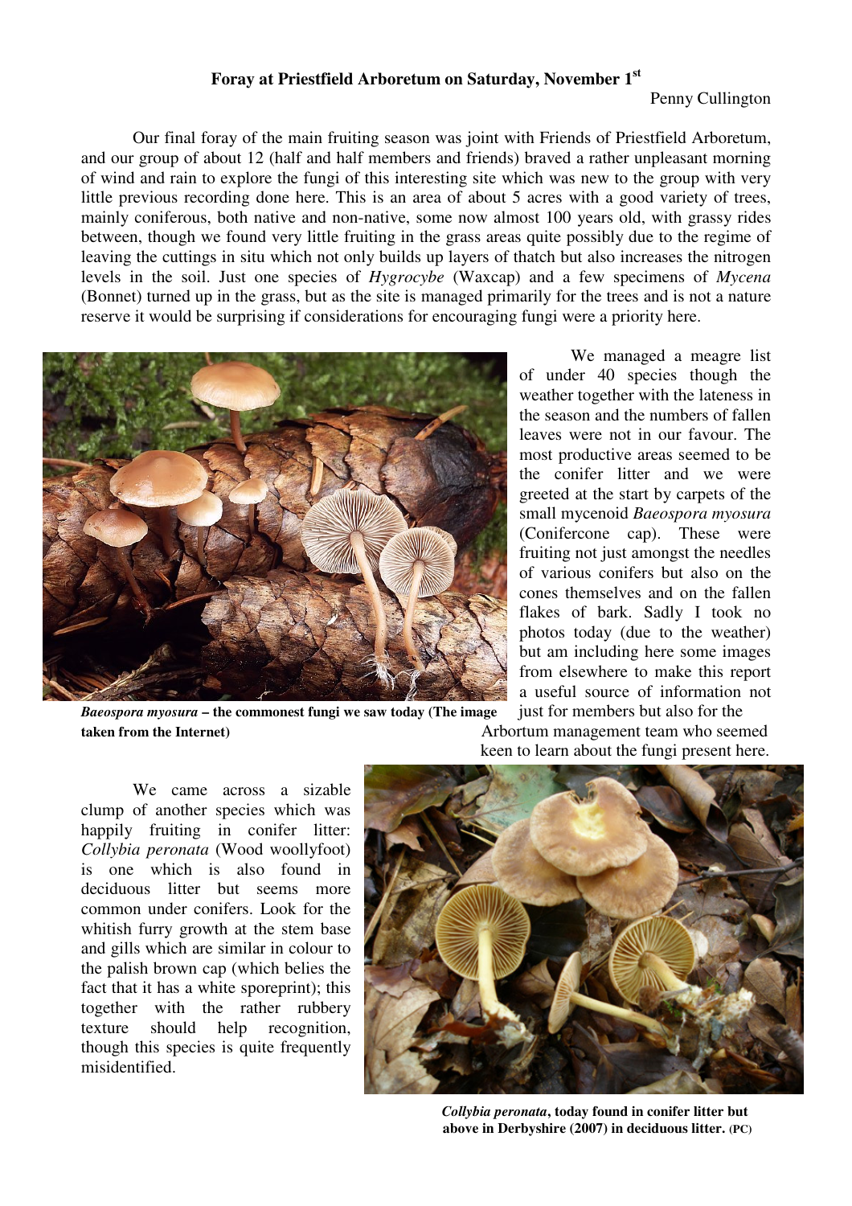**Foray at Priestfield Arboretum on Saturday, November 1st**

Penny Cullington

Our final foray of the main fruiting season was joint with Friends of Priestfield Arboretum, and our group of about 12 (half and half members and friends) braved a rather unpleasant morning of wind and rain to explore the fungi of this interesting site which was new to the group with very little previous recording done here. This is an area of about 5 acres with a good variety of trees, mainly coniferous, both native and non-native, some now almost 100 years old, with grassy rides between, though we found very little fruiting in the grass areas quite possibly due to the regime of leaving the cuttings in situ which not only builds up layers of thatch but also increases the nitrogen levels in the soil. Just one species of *Hygrocybe* (Waxcap) and a few specimens of *Mycena* (Bonnet) turned up in the grass, but as the site is managed primarily for the trees and is not a nature reserve it would be surprising if considerations for encouraging fungi were a priority here.

***Baeospora myosura* – the commonest fungi we saw today (The image taken from the Internet)**

We managed a meagre list of under 40 species though the weather together with the lateness in the season and the numbers of fallen leaves were not in our favour. The most productive areas seemed to be the conifer litter and we were greeted at the start by carpets of the small mycenoid *Baeospora myosura* (Conifercone cap). These were fruiting not just amongst the needles of various conifers but also on the cones themselves and on the fallen flakes of bark. Sadly I took no photos today (due to the weather) but am including here some images from elsewhere to make this report a useful source of information not just for members but also for the Arbortum management team who seemed keen to learn about the fungi present here.

We came across a sizable clump of another species which was happily fruiting in conifer litter: *Collybia peronata* (Wood woollyfoot) is one which is also found in deciduous litter but seems more common under conifers. Look for the whitish furry growth at the stem base and gills which are similar in colour to the palish brown cap (which belies the fact that it has a white sporeprint); this together with the rather rubbery texture should help recognition, though this species is quite frequently misidentified.

***Collybia peronata*, today found in conifer litter but above in Derbyshire (2007) in deciduous litter. (PC)**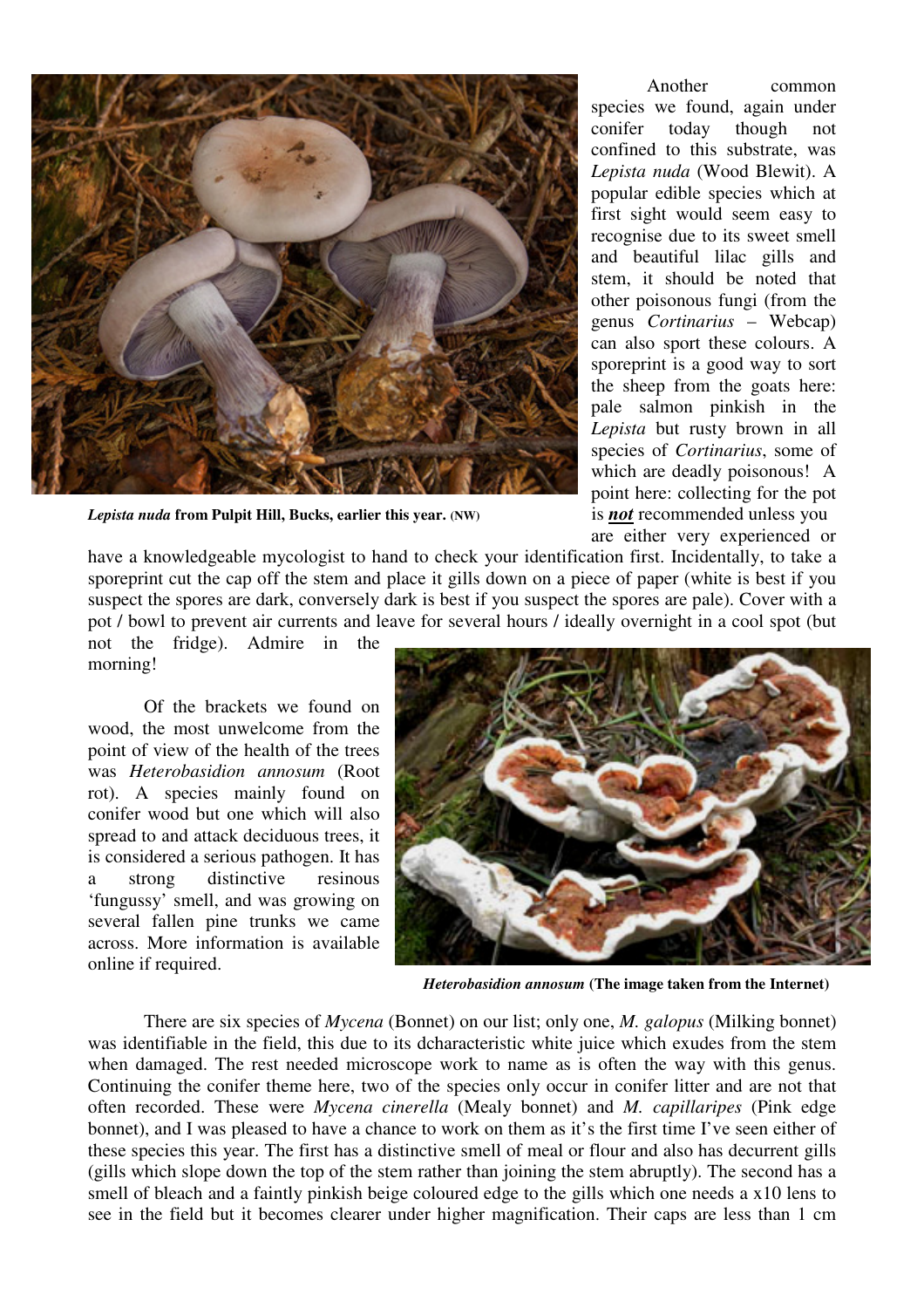*Lepista nuda* **from Pulpit Hill, Bucks, earlier this year. (NW)**

Another common species we found, again under conifer today though not confined to this substrate, was *Lepista nuda* (Wood Blewit). A popular edible species which at first sight would seem easy to recognise due to its sweet smell and beautiful lilac gills and stem, it should be noted that other poisonous fungi (from the genus *Cortinarius* – Webcap) can also sport these colours. A sporeprint is a good way to sort the sheep from the goats here: pale salmon pinkish in the *Lepista* but rusty brown in all species of *Cortinarius*, some of which are deadly poisonous! A point here: collecting for the pot is ***not*** recommended unless you are either very experienced or have a knowledgeable mycologist to hand to check your identification first. Incidentally, to take a sporeprint cut the cap off the stem and place it gills down on a piece of paper (white is best if you suspect the spores are dark, conversely dark is best if you suspect the spores are pale). Cover with a pot / bowl to prevent air currents and leave for several hours / ideally overnight in a cool spot (but not the fridge). Admire in the morning!

Of the brackets we found on wood, the most unwelcome from the point of view of the health of the trees was *Heterobasidion annosum* (Root rot). A species mainly found on conifer wood but one which will also spread to and attack deciduous trees, it is considered a serious pathogen. It has a strong distinctive resinous 'fungussy' smell, and was growing on several fallen pine trunks we came across. More information is available online if required.

*Heterobasidion annosum* **(The image taken from the Internet)**

There are six species of *Mycena* (Bonnet) on our list; only one, *M. galopus* (Milking bonnet) was identifiable in the field, this due to its dcharacteristic white juice which exudes from the stem when damaged. The rest needed microscope work to name as is often the way with this genus. Continuing the conifer theme here, two of the species only occur in conifer litter and are not that often recorded. These were *Mycena cinerella* (Mealy bonnet) and *M. capillaripes* (Pink edge bonnet), and I was pleased to have a chance to work on them as it's the first time I've seen either of these species this year. The first has a distinctive smell of meal or flour and also has decurrent gills (gills which slope down the top of the stem rather than joining the stem abruptly). The second has a smell of bleach and a faintly pinkish beige coloured edge to the gills which one needs a x10 lens to see in the field but it becomes clearer under higher magnification. Their caps are less than 1 cm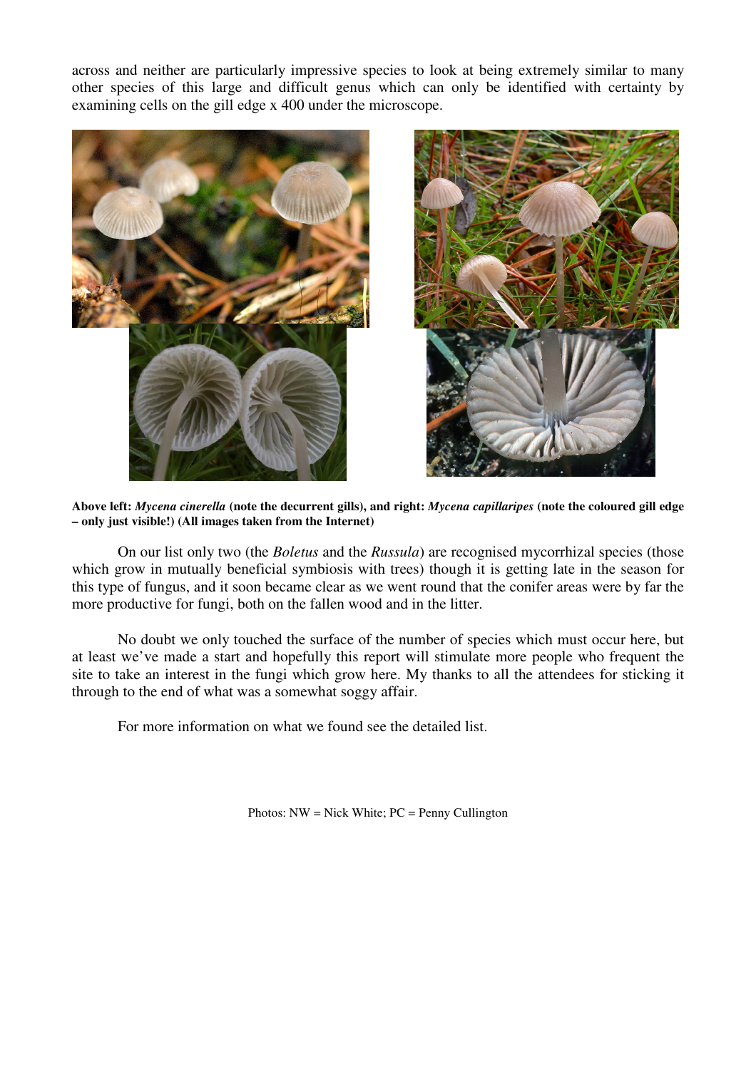across and neither are particularly impressive species to look at being extremely similar to many other species of this large and difficult genus which can only be identified with certainty by examining cells on the gill edge x 400 under the microscope.

**Above left: *Mycena cinerella* (note the decurrent gills), and right: *Mycena capillaripes* (note the coloured gill edge – only just visible!) (All images taken from the Internet)**

On our list only two (the *Boletus* and the *Russula*) are recognised mycorrhizal species (those which grow in mutually beneficial symbiosis with trees) though it is getting late in the season for this type of fungus, and it soon became clear as we went round that the conifer areas were by far the more productive for fungi, both on the fallen wood and in the litter.

No doubt we only touched the surface of the number of species which must occur here, but at least we've made a start and hopefully this report will stimulate more people who frequent the site to take an interest in the fungi which grow here. My thanks to all the attendees for sticking it through to the end of what was a somewhat soggy affair.

For more information on what we found see the detailed list.

Photos: NW = Nick White; PC = Penny Cullington